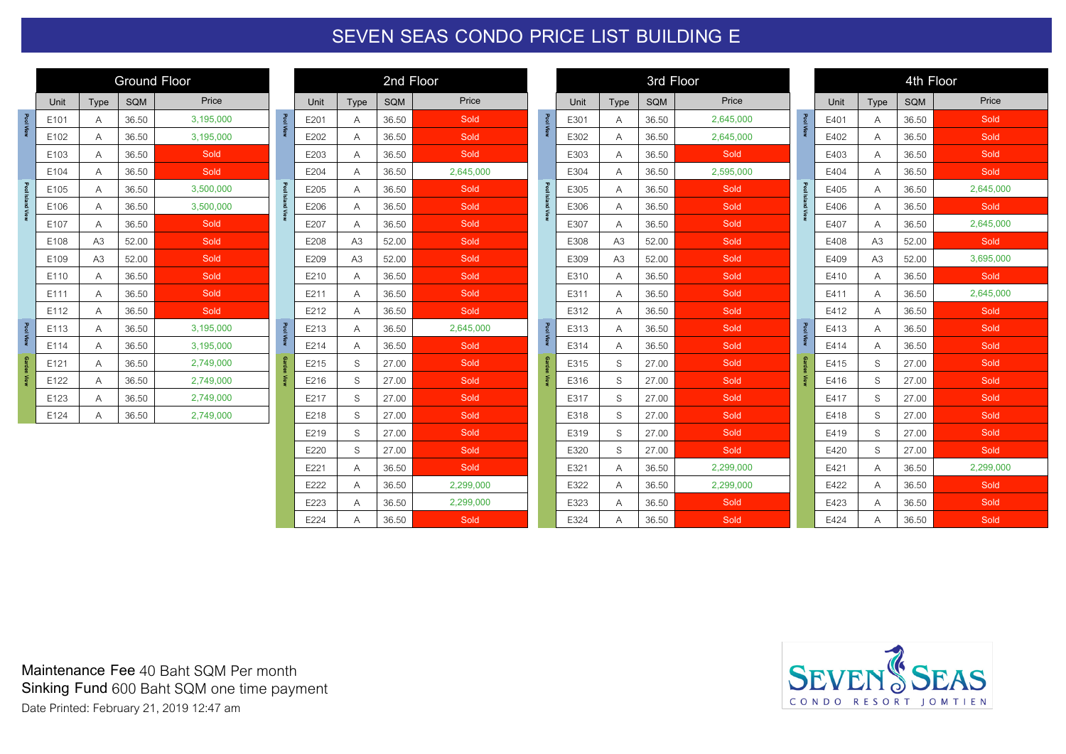# SEVEN SEAS CONDO PRICE LIST BUILDING E

## Ground Floor

| View | Unit | Type | SQM | Price |
|---|---|---|---|---|
| Pool View | E101 | A | 36.50 | 3,195,000 |
| | E102 | A | 36.50 | 3,195,000 |
| | E103 | A | 36.50 | Sold |
| | E104 | A | 36.50 | Sold |
| Pool Island View | E105 | A | 36.50 | 3,500,000 |
| | E106 | A | 36.50 | 3,500,000 |
| | E107 | A | 36.50 | Sold |
| | E108 | A3 | 52.00 | Sold |
| | E109 | A3 | 52.00 | Sold |
| | E110 | A | 36.50 | Sold |
| | E111 | A | 36.50 | Sold |
| | E112 | A | 36.50 | Sold |
| Pool View | E113 | A | 36.50 | 3,195,000 |
| | E114 | A | 36.50 | 3,195,000 |
| Garden View | E121 | A | 36.50 | 2,749,000 |
| | E122 | A | 36.50 | 2,749,000 |
| | E123 | A | 36.50 | 2,749,000 |
| | E124 | A | 36.50 | 2,749,000 |

## 2nd Floor

| View | Unit | Type | SQM | Price |
|---|---|---|---|---|
| Pool View | E201 | A | 36.50 | Sold |
| | E202 | A | 36.50 | Sold |
| | E203 | A | 36.50 | Sold |
| | E204 | A | 36.50 | 2,645,000 |
| Pool Island View | E205 | A | 36.50 | Sold |
| | E206 | A | 36.50 | Sold |
| | E207 | A | 36.50 | Sold |
| | E208 | A3 | 52.00 | Sold |
| | E209 | A3 | 52.00 | Sold |
| | E210 | A | 36.50 | Sold |
| | E211 | A | 36.50 | Sold |
| | E212 | A | 36.50 | Sold |
| Pool View | E213 | A | 36.50 | 2,645,000 |
| | E214 | A | 36.50 | Sold |
| Garden View | E215 | S | 27.00 | Sold |
| | E216 | S | 27.00 | Sold |
| | E217 | S | 27.00 | Sold |
| | E218 | S | 27.00 | Sold |
| | E219 | S | 27.00 | Sold |
| | E220 | S | 27.00 | Sold |
| | E221 | A | 36.50 | Sold |
| | E222 | A | 36.50 | 2,299,000 |
| | E223 | A | 36.50 | 2,299,000 |
| | E224 | A | 36.50 | Sold |

## 3rd Floor

| View | Unit | Type | SQM | Price |
|---|---|---|---|---|
| Pool View | E301 | A | 36.50 | 2,645,000 |
| | E302 | A | 36.50 | 2,645,000 |
| | E303 | A | 36.50 | Sold |
| | E304 | A | 36.50 | 2,595,000 |
| Pool Island View | E305 | A | 36.50 | Sold |
| | E306 | A | 36.50 | Sold |
| | E307 | A | 36.50 | Sold |
| | E308 | A3 | 52.00 | Sold |
| | E309 | A3 | 52.00 | Sold |
| | E310 | A | 36.50 | Sold |
| | E311 | A | 36.50 | Sold |
| | E312 | A | 36.50 | Sold |
| Pool View | E313 | A | 36.50 | Sold |
| | E314 | A | 36.50 | Sold |
| Garden View | E315 | S | 27.00 | Sold |
| | E316 | S | 27.00 | Sold |
| | E317 | S | 27.00 | Sold |
| | E318 | S | 27.00 | Sold |
| | E319 | S | 27.00 | Sold |
| | E320 | S | 27.00 | Sold |
| | E321 | A | 36.50 | 2,299,000 |
| | E322 | A | 36.50 | 2,299,000 |
| | E323 | A | 36.50 | Sold |
| | E324 | A | 36.50 | Sold |

## 4th Floor

| View | Unit | Type | SQM | Price |
|---|---|---|---|---|
| Pool View | E401 | A | 36.50 | Sold |
| | E402 | A | 36.50 | Sold |
| | E403 | A | 36.50 | Sold |
| | E404 | A | 36.50 | Sold |
| Pool Island View | E405 | A | 36.50 | 2,645,000 |
| | E406 | A | 36.50 | Sold |
| | E407 | A | 36.50 | 2,645,000 |
| | E408 | A3 | 52.00 | Sold |
| | E409 | A3 | 52.00 | 3,695,000 |
| | E410 | A | 36.50 | Sold |
| | E411 | A | 36.50 | 2,645,000 |
| | E412 | A | 36.50 | Sold |
| Pool View | E413 | A | 36.50 | Sold |
| | E414 | A | 36.50 | Sold |
| Garden View | E415 | S | 27.00 | Sold |
| | E416 | S | 27.00 | Sold |
| | E417 | S | 27.00 | Sold |
| | E418 | S | 27.00 | Sold |
| | E419 | S | 27.00 | Sold |
| | E420 | S | 27.00 | Sold |
| | E421 | A | 36.50 | 2,299,000 |
| | E422 | A | 36.50 | Sold |
| | E423 | A | 36.50 | Sold |
| | E424 | A | 36.50 | Sold |

**Maintenance Fee** 40 Baht SQM Per month
**Sinking Fund** 600 Baht SQM one time payment
Date Printed: February 21, 2019 12:47 am

SEVEN SEAS
CONDO RESORT JOMTIEN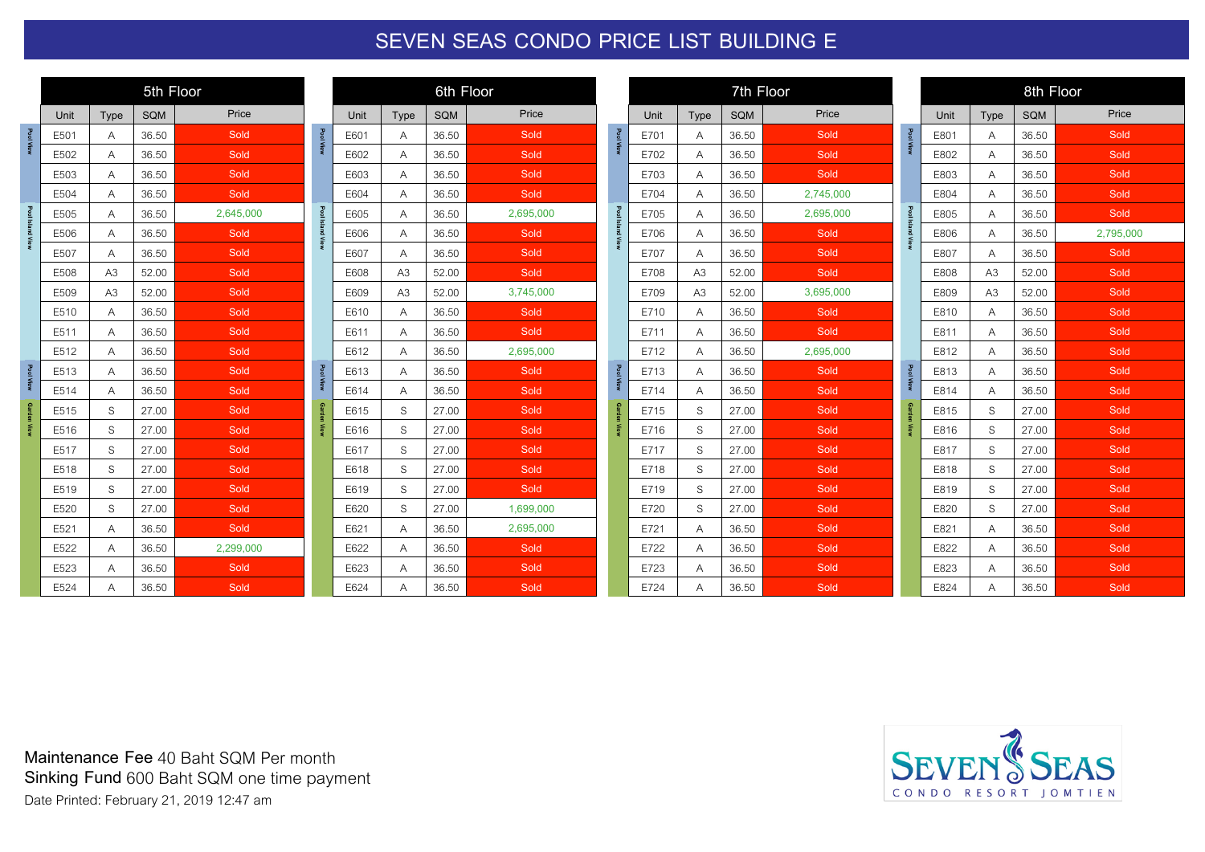# SEVEN SEAS CONDO PRICE LIST BUILDING E

### 5th Floor

| View | Unit | Type | SQM | Price |
|---|---|---|---|---|
| Pool View | E501 | A | 36.50 | Sold |
| | E502 | A | 36.50 | Sold |
| | E503 | A | 36.50 | Sold |
| | E504 | A | 36.50 | Sold |
| Pool Island View | E505 | A | 36.50 | 2,645,000 |
| | E506 | A | 36.50 | Sold |
| | E507 | A | 36.50 | Sold |
| | E508 | A3 | 52.00 | Sold |
| | E509 | A3 | 52.00 | Sold |
| | E510 | A | 36.50 | Sold |
| | E511 | A | 36.50 | Sold |
| | E512 | A | 36.50 | Sold |
| Pool View | E513 | A | 36.50 | Sold |
| | E514 | A | 36.50 | Sold |
| Garden View | E515 | S | 27.00 | Sold |
| | E516 | S | 27.00 | Sold |
| | E517 | S | 27.00 | Sold |
| | E518 | S | 27.00 | Sold |
| | E519 | S | 27.00 | Sold |
| | E520 | S | 27.00 | Sold |
| | E521 | A | 36.50 | Sold |
| | E522 | A | 36.50 | 2,299,000 |
| | E523 | A | 36.50 | Sold |
| | E524 | A | 36.50 | Sold |

### 6th Floor

| View | Unit | Type | SQM | Price |
|---|---|---|---|---|
| Pool View | E601 | A | 36.50 | Sold |
| | E602 | A | 36.50 | Sold |
| | E603 | A | 36.50 | Sold |
| | E604 | A | 36.50 | Sold |
| Pool Island View | E605 | A | 36.50 | 2,695,000 |
| | E606 | A | 36.50 | Sold |
| | E607 | A | 36.50 | Sold |
| | E608 | A3 | 52.00 | Sold |
| | E609 | A3 | 52.00 | 3,745,000 |
| | E610 | A | 36.50 | Sold |
| | E611 | A | 36.50 | Sold |
| | E612 | A | 36.50 | 2,695,000 |
| Pool View | E613 | A | 36.50 | Sold |
| | E614 | A | 36.50 | Sold |
| Garden View | E615 | S | 27.00 | Sold |
| | E616 | S | 27.00 | Sold |
| | E617 | S | 27.00 | Sold |
| | E618 | S | 27.00 | Sold |
| | E619 | S | 27.00 | Sold |
| | E620 | S | 27.00 | 1,699,000 |
| | E621 | A | 36.50 | 2,695,000 |
| | E622 | A | 36.50 | Sold |
| | E623 | A | 36.50 | Sold |
| | E624 | A | 36.50 | Sold |

### 7th Floor

| View | Unit | Type | SQM | Price |
|---|---|---|---|---|
| Pool View | E701 | A | 36.50 | Sold |
| | E702 | A | 36.50 | Sold |
| | E703 | A | 36.50 | Sold |
| | E704 | A | 36.50 | 2,745,000 |
| Pool Island View | E705 | A | 36.50 | 2,695,000 |
| | E706 | A | 36.50 | Sold |
| | E707 | A | 36.50 | Sold |
| | E708 | A3 | 52.00 | Sold |
| | E709 | A3 | 52.00 | 3,695,000 |
| | E710 | A | 36.50 | Sold |
| | E711 | A | 36.50 | Sold |
| | E712 | A | 36.50 | 2,695,000 |
| Pool View | E713 | A | 36.50 | Sold |
| | E714 | A | 36.50 | Sold |
| Garden View | E715 | S | 27.00 | Sold |
| | E716 | S | 27.00 | Sold |
| | E717 | S | 27.00 | Sold |
| | E718 | S | 27.00 | Sold |
| | E719 | S | 27.00 | Sold |
| | E720 | S | 27.00 | Sold |
| | E721 | A | 36.50 | Sold |
| | E722 | A | 36.50 | Sold |
| | E723 | A | 36.50 | Sold |
| | E724 | A | 36.50 | Sold |

### 8th Floor

| View | Unit | Type | SQM | Price |
|---|---|---|---|---|
| Pool View | E801 | A | 36.50 | Sold |
| | E802 | A | 36.50 | Sold |
| | E803 | A | 36.50 | Sold |
| | E804 | A | 36.50 | Sold |
| Pool Island View | E805 | A | 36.50 | Sold |
| | E806 | A | 36.50 | 2,795,000 |
| | E807 | A | 36.50 | Sold |
| | E808 | A3 | 52.00 | Sold |
| | E809 | A3 | 52.00 | Sold |
| | E810 | A | 36.50 | Sold |
| | E811 | A | 36.50 | Sold |
| | E812 | A | 36.50 | Sold |
| Pool View | E813 | A | 36.50 | Sold |
| | E814 | A | 36.50 | Sold |
| Garden View | E815 | S | 27.00 | Sold |
| | E816 | S | 27.00 | Sold |
| | E817 | S | 27.00 | Sold |
| | E818 | S | 27.00 | Sold |
| | E819 | S | 27.00 | Sold |
| | E820 | S | 27.00 | Sold |
| | E821 | A | 36.50 | Sold |
| | E822 | A | 36.50 | Sold |
| | E823 | A | 36.50 | Sold |
| | E824 | A | 36.50 | Sold |

**Maintenance Fee** 40 Baht SQM Per month
**Sinking Fund** 600 Baht SQM one time payment
Date Printed: February 21, 2019 12:47 am

SEVEN SEAS
CONDO RESORT JOMTIEN